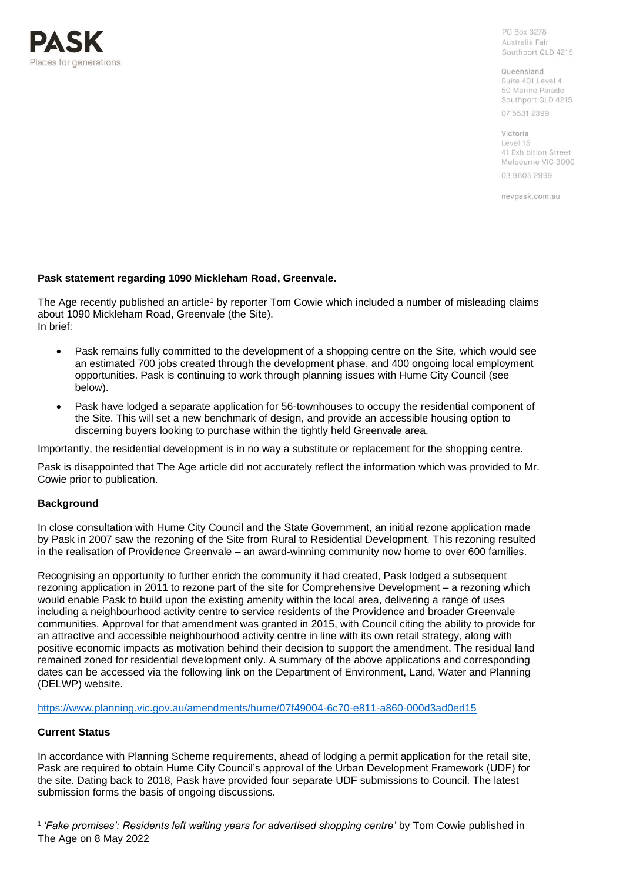PASK
Places for generations

PO Box 3278
Australia Fair
Southport QLD 4215

Queensland
Suite 401 Level 4
50 Marine Parade
Southport QLD 4215
07 5531 2399

Victoria
Level 15
41 Exhibition Street
Melbourne VIC 3000
03 9605 2999

nevpask.com.au

**Pask statement regarding 1090 Mickleham Road, Greenvale.**

The Age recently published an article[1] by reporter Tom Cowie which included a number of misleading claims about 1090 Mickleham Road, Greenvale (the Site).
In brief:

- Pask remains fully committed to the development of a shopping centre on the Site, which would see an estimated 700 jobs created through the development phase, and 400 ongoing local employment opportunities. Pask is continuing to work through planning issues with Hume City Council (see below).
- Pask have lodged a separate application for 56-townhouses to occupy the residential component of the Site. This will set a new benchmark of design, and provide an accessible housing option to discerning buyers looking to purchase within the tightly held Greenvale area.

Importantly, the residential development is in no way a substitute or replacement for the shopping centre.

Pask is disappointed that The Age article did not accurately reflect the information which was provided to Mr. Cowie prior to publication.

## Background

In close consultation with Hume City Council and the State Government, an initial rezone application made by Pask in 2007 saw the rezoning of the Site from Rural to Residential Development. This rezoning resulted in the realisation of Providence Greenvale – an award-winning community now home to over 600 families.

Recognising an opportunity to further enrich the community it had created, Pask lodged a subsequent rezoning application in 2011 to rezone part of the site for Comprehensive Development – a rezoning which would enable Pask to build upon the existing amenity within the local area, delivering a range of uses including a neighbourhood activity centre to service residents of the Providence and broader Greenvale communities. Approval for that amendment was granted in 2015, with Council citing the ability to provide for an attractive and accessible neighbourhood activity centre in line with its own retail strategy, along with positive economic impacts as motivation behind their decision to support the amendment. The residual land remained zoned for residential development only. A summary of the above applications and corresponding dates can be accessed via the following link on the Department of Environment, Land, Water and Planning (DELWP) website.

https://www.planning.vic.gov.au/amendments/hume/07f49004-6c70-e811-a860-000d3ad0ed15

## Current Status

In accordance with Planning Scheme requirements, ahead of lodging a permit application for the retail site, Pask are required to obtain Hume City Council's approval of the Urban Development Framework (UDF) for the site. Dating back to 2018, Pask have provided four separate UDF submissions to Council. The latest submission forms the basis of ongoing discussions.

[1] *'Fake promises': Residents left waiting years for advertised shopping centre'* by Tom Cowie published in The Age on 8 May 2022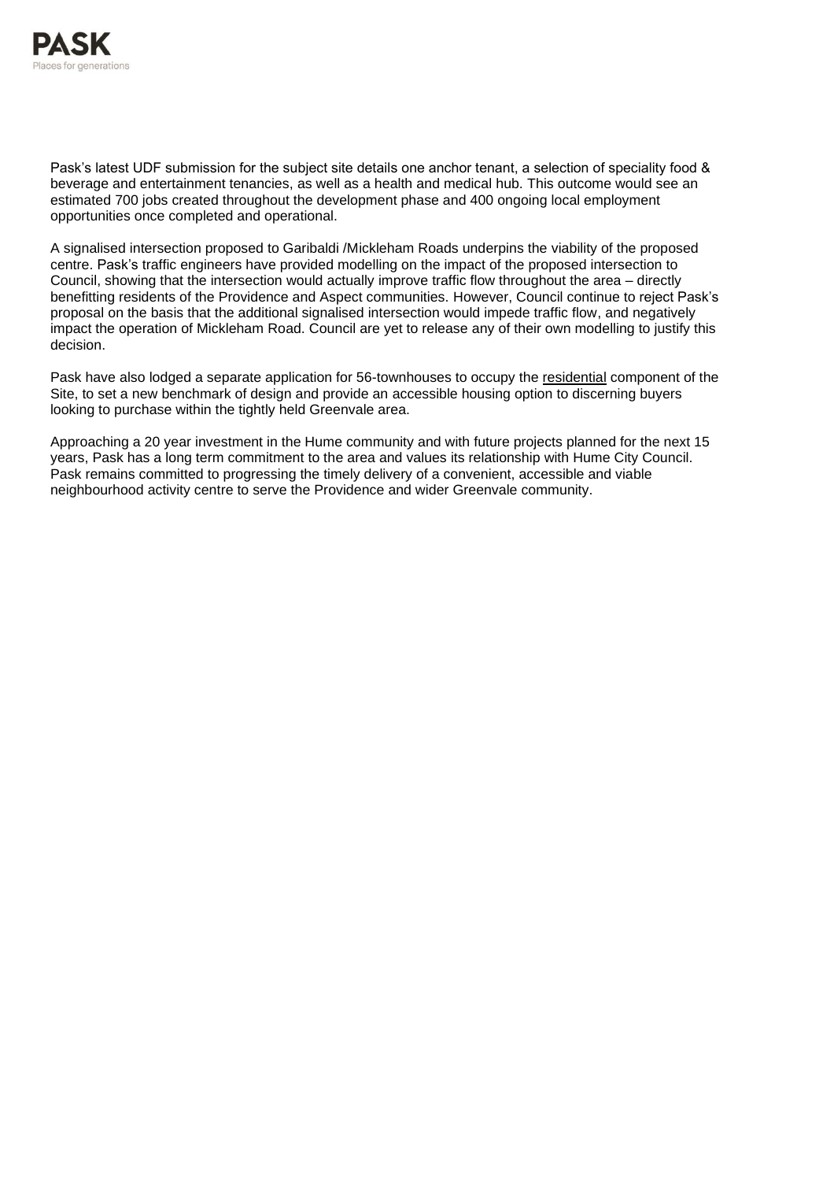Pask's latest UDF submission for the subject site details one anchor tenant, a selection of speciality food & beverage and entertainment tenancies, as well as a health and medical hub. This outcome would see an estimated 700 jobs created throughout the development phase and 400 ongoing local employment opportunities once completed and operational.

A signalised intersection proposed to Garibaldi /Mickleham Roads underpins the viability of the proposed centre. Pask's traffic engineers have provided modelling on the impact of the proposed intersection to Council, showing that the intersection would actually improve traffic flow throughout the area – directly benefitting residents of the Providence and Aspect communities. However, Council continue to reject Pask's proposal on the basis that the additional signalised intersection would impede traffic flow, and negatively impact the operation of Mickleham Road. Council are yet to release any of their own modelling to justify this decision.

Pask have also lodged a separate application for 56-townhouses to occupy the residential component of the Site, to set a new benchmark of design and provide an accessible housing option to discerning buyers looking to purchase within the tightly held Greenvale area.

Approaching a 20 year investment in the Hume community and with future projects planned for the next 15 years, Pask has a long term commitment to the area and values its relationship with Hume City Council. Pask remains committed to progressing the timely delivery of a convenient, accessible and viable neighbourhood activity centre to serve the Providence and wider Greenvale community.